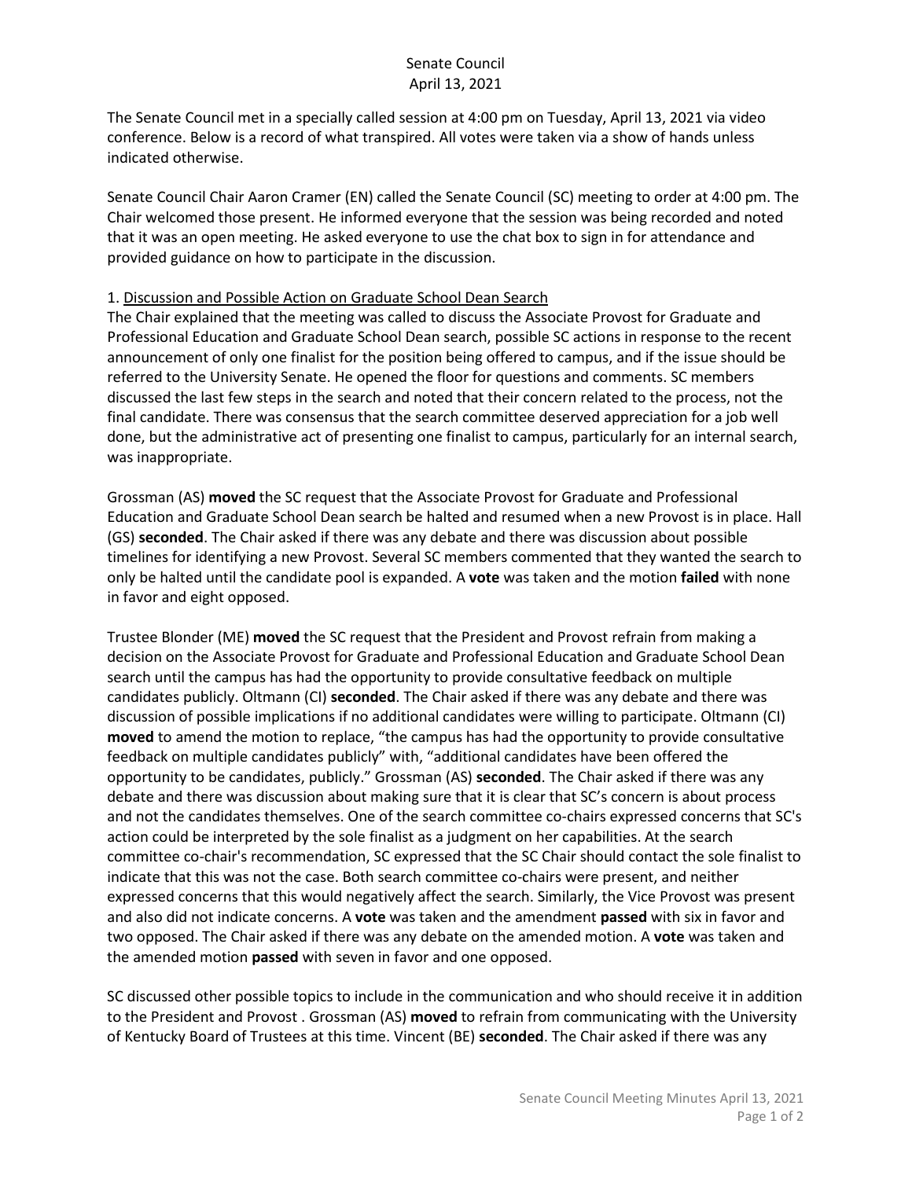Senate Council
April 13, 2021

The Senate Council met in a specially called session at 4:00 pm on Tuesday, April 13, 2021 via video conference. Below is a record of what transpired. All votes were taken via a show of hands unless indicated otherwise.

Senate Council Chair Aaron Cramer (EN) called the Senate Council (SC) meeting to order at 4:00 pm. The Chair welcomed those present. He informed everyone that the session was being recorded and noted that it was an open meeting. He asked everyone to use the chat box to sign in for attendance and provided guidance on how to participate in the discussion.

1. Discussion and Possible Action on Graduate School Dean Search

The Chair explained that the meeting was called to discuss the Associate Provost for Graduate and Professional Education and Graduate School Dean search, possible SC actions in response to the recent announcement of only one finalist for the position being offered to campus, and if the issue should be referred to the University Senate. He opened the floor for questions and comments. SC members discussed the last few steps in the search and noted that their concern related to the process, not the final candidate. There was consensus that the search committee deserved appreciation for a job well done, but the administrative act of presenting one finalist to campus, particularly for an internal search, was inappropriate.

Grossman (AS) **moved** the SC request that the Associate Provost for Graduate and Professional Education and Graduate School Dean search be halted and resumed when a new Provost is in place. Hall (GS) **seconded**. The Chair asked if there was any debate and there was discussion about possible timelines for identifying a new Provost. Several SC members commented that they wanted the search to only be halted until the candidate pool is expanded. A **vote** was taken and the motion **failed** with none in favor and eight opposed.

Trustee Blonder (ME) **moved** the SC request that the President and Provost refrain from making a decision on the Associate Provost for Graduate and Professional Education and Graduate School Dean search until the campus has had the opportunity to provide consultative feedback on multiple candidates publicly. Oltmann (CI) **seconded**. The Chair asked if there was any debate and there was discussion of possible implications if no additional candidates were willing to participate. Oltmann (CI) **moved** to amend the motion to replace, "the campus has had the opportunity to provide consultative feedback on multiple candidates publicly" with, "additional candidates have been offered the opportunity to be candidates, publicly." Grossman (AS) **seconded**. The Chair asked if there was any debate and there was discussion about making sure that it is clear that SC's concern is about process and not the candidates themselves. One of the search committee co-chairs expressed concerns that SC's action could be interpreted by the sole finalist as a judgment on her capabilities. At the search committee co-chair's recommendation, SC expressed that the SC Chair should contact the sole finalist to indicate that this was not the case. Both search committee co-chairs were present, and neither expressed concerns that this would negatively affect the search. Similarly, the Vice Provost was present and also did not indicate concerns. A **vote** was taken and the amendment **passed** with six in favor and two opposed. The Chair asked if there was any debate on the amended motion. A **vote** was taken and the amended motion **passed** with seven in favor and one opposed.

SC discussed other possible topics to include in the communication and who should receive it in addition to the President and Provost . Grossman (AS) **moved** to refrain from communicating with the University of Kentucky Board of Trustees at this time. Vincent (BE) **seconded**. The Chair asked if there was any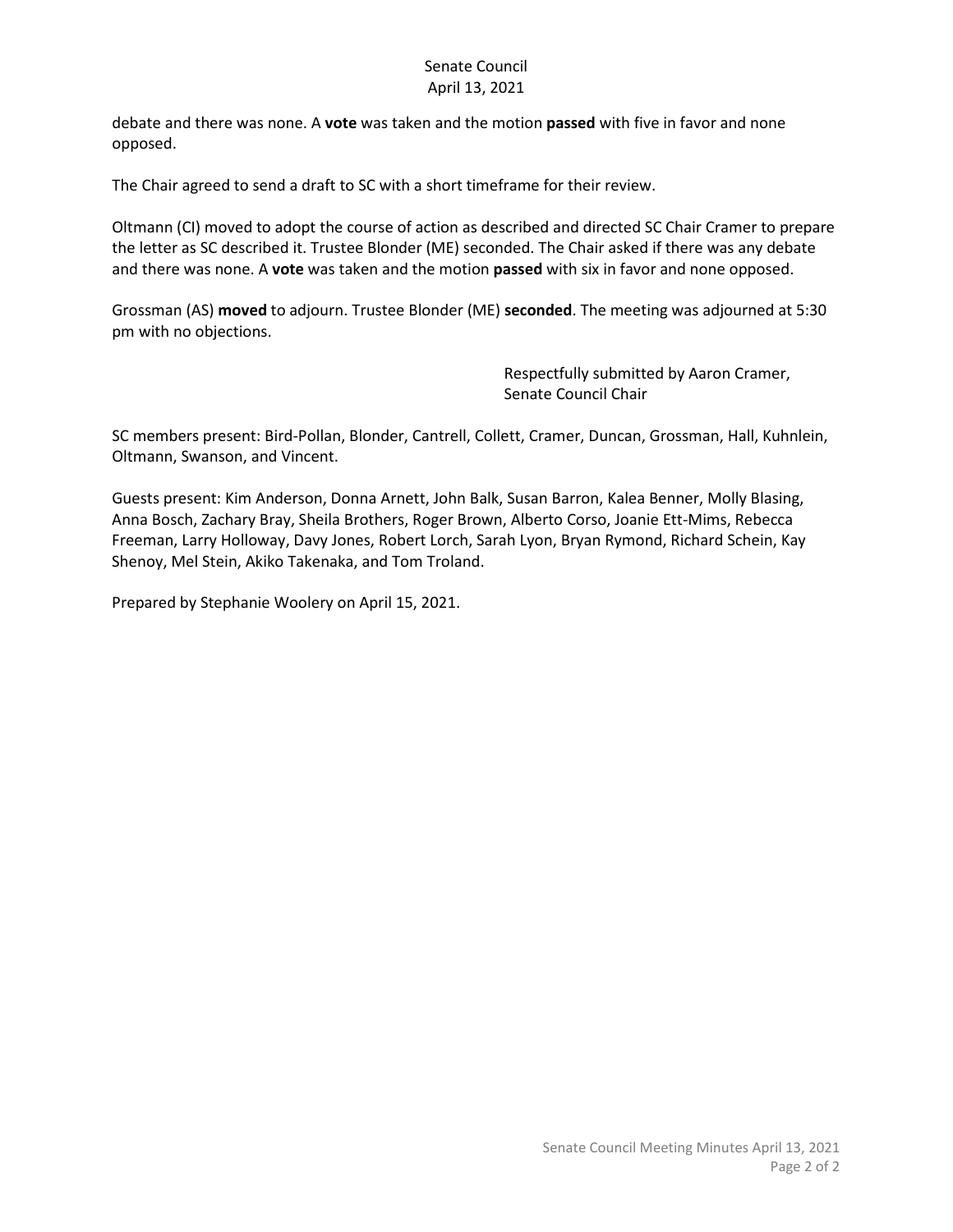debate and there was none. A **vote** was taken and the motion **passed** with five in favor and none opposed.

The Chair agreed to send a draft to SC with a short timeframe for their review.

Oltmann (CI) moved to adopt the course of action as described and directed SC Chair Cramer to prepare the letter as SC described it. Trustee Blonder (ME) seconded. The Chair asked if there was any debate and there was none. A **vote** was taken and the motion **passed** with six in favor and none opposed.

Grossman (AS) **moved** to adjourn. Trustee Blonder (ME) **seconded**. The meeting was adjourned at 5:30 pm with no objections.

Respectfully submitted by Aaron Cramer,
Senate Council Chair

SC members present: Bird-Pollan, Blonder, Cantrell, Collett, Cramer, Duncan, Grossman, Hall, Kuhnlein, Oltmann, Swanson, and Vincent.

Guests present: Kim Anderson, Donna Arnett, John Balk, Susan Barron, Kalea Benner, Molly Blasing, Anna Bosch, Zachary Bray, Sheila Brothers, Roger Brown, Alberto Corso, Joanie Ett-Mims, Rebecca Freeman, Larry Holloway, Davy Jones, Robert Lorch, Sarah Lyon, Bryan Rymond, Richard Schein, Kay Shenoy, Mel Stein, Akiko Takenaka, and Tom Troland.

Prepared by Stephanie Woolery on April 15, 2021.